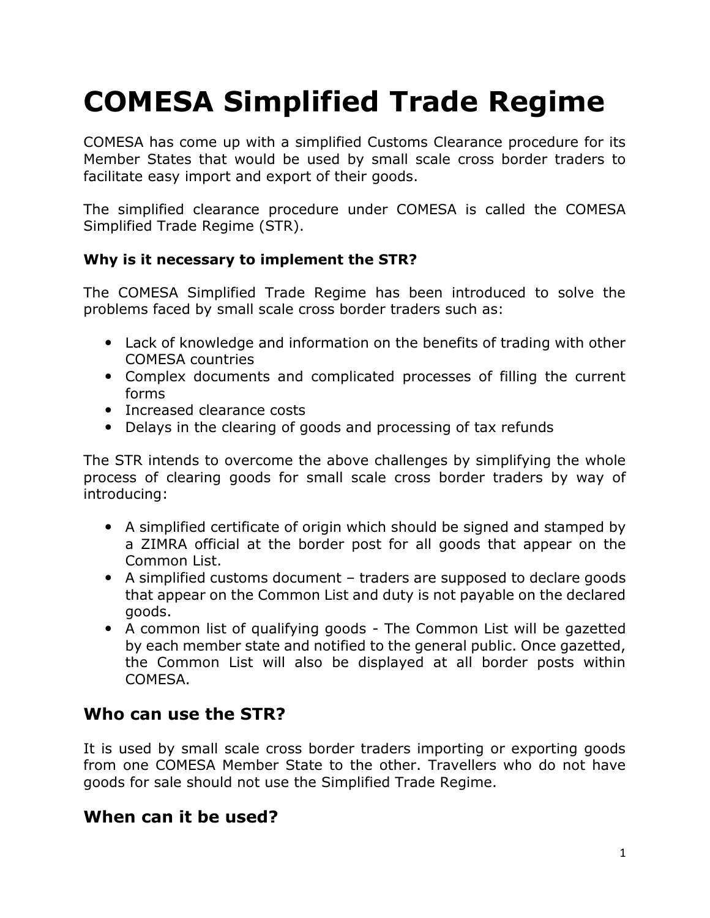# COMESA Simplified Trade Regime

COMESA has come up with a simplified Customs Clearance procedure for its Member States that would be used by small scale cross border traders to facilitate easy import and export of their goods.

The simplified clearance procedure under COMESA is called the COMESA Simplified Trade Regime (STR).

**Why is it necessary to implement the STR?**

The COMESA Simplified Trade Regime has been introduced to solve the problems faced by small scale cross border traders such as:

- Lack of knowledge and information on the benefits of trading with other COMESA countries
- Complex documents and complicated processes of filling the current forms
- Increased clearance costs
- Delays in the clearing of goods and processing of tax refunds

The STR intends to overcome the above challenges by simplifying the whole process of clearing goods for small scale cross border traders by way of introducing:

- A simplified certificate of origin which should be signed and stamped by a ZIMRA official at the border post for all goods that appear on the Common List.
- A simplified customs document – traders are supposed to declare goods that appear on the Common List and duty is not payable on the declared goods.
- A common list of qualifying goods - The Common List will be gazetted by each member state and notified to the general public. Once gazetted, the Common List will also be displayed at all border posts within COMESA.

## Who can use the STR?

It is used by small scale cross border traders importing or exporting goods from one COMESA Member State to the other. Travellers who do not have goods for sale should not use the Simplified Trade Regime.

## When can it be used?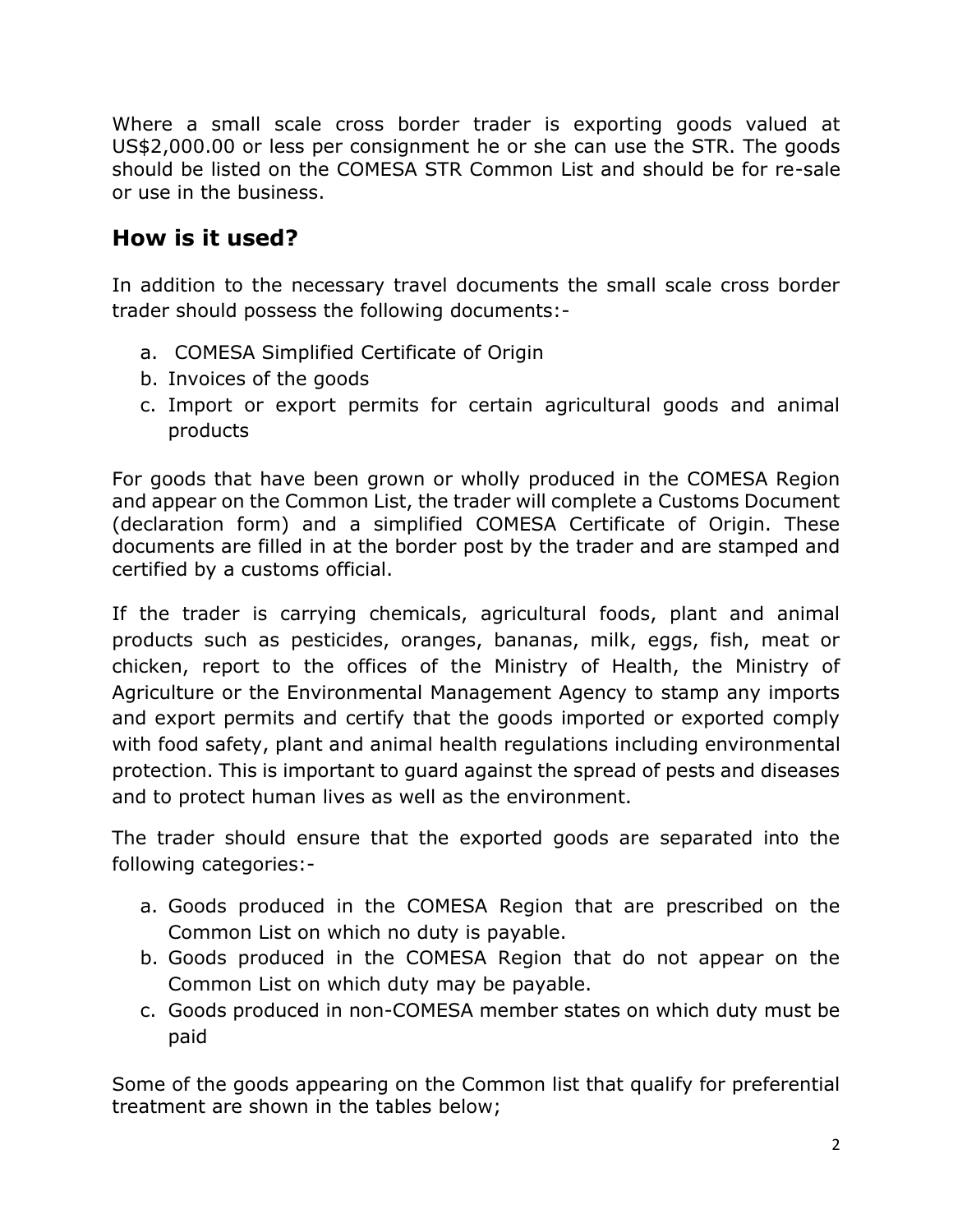Where a small scale cross border trader is exporting goods valued at US$2,000.00 or less per consignment he or she can use the STR. The goods should be listed on the COMESA STR Common List and should be for re-sale or use in the business.

## How is it used?

In addition to the necessary travel documents the small scale cross border trader should possess the following documents:-

a. COMESA Simplified Certificate of Origin
b. Invoices of the goods
c. Import or export permits for certain agricultural goods and animal products

For goods that have been grown or wholly produced in the COMESA Region and appear on the Common List, the trader will complete a Customs Document (declaration form) and a simplified COMESA Certificate of Origin. These documents are filled in at the border post by the trader and are stamped and certified by a customs official.

If the trader is carrying chemicals, agricultural foods, plant and animal products such as pesticides, oranges, bananas, milk, eggs, fish, meat or chicken, report to the offices of the Ministry of Health, the Ministry of Agriculture or the Environmental Management Agency to stamp any imports and export permits and certify that the goods imported or exported comply with food safety, plant and animal health regulations including environmental protection. This is important to guard against the spread of pests and diseases and to protect human lives as well as the environment.

The trader should ensure that the exported goods are separated into the following categories:-

a. Goods produced in the COMESA Region that are prescribed on the Common List on which no duty is payable.
b. Goods produced in the COMESA Region that do not appear on the Common List on which duty may be payable.
c. Goods produced in non-COMESA member states on which duty must be paid

Some of the goods appearing on the Common list that qualify for preferential treatment are shown in the tables below;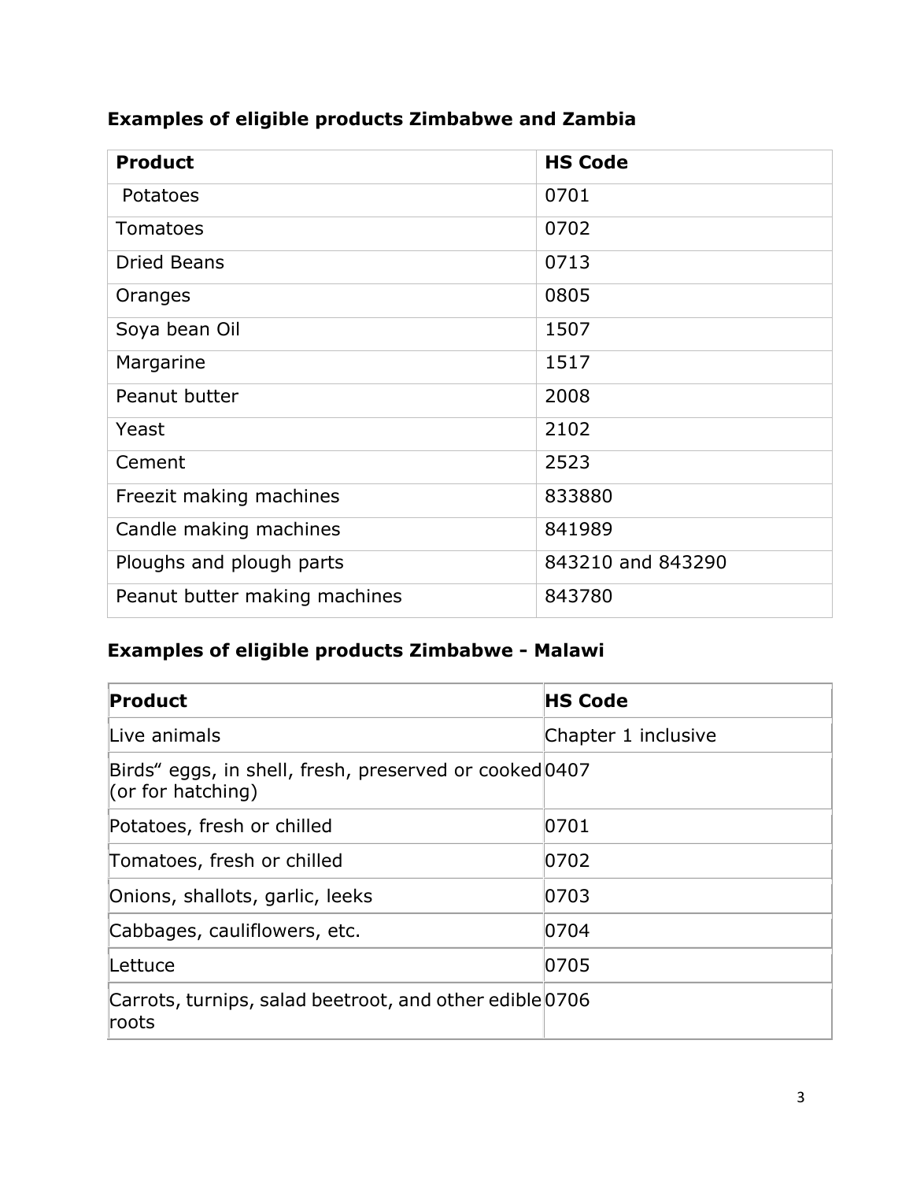### Examples of eligible products Zimbabwe and Zambia

| Product | HS Code |
|---|---|
| Potatoes | 0701 |
| Tomatoes | 0702 |
| Dried Beans | 0713 |
| Oranges | 0805 |
| Soya bean Oil | 1507 |
| Margarine | 1517 |
| Peanut butter | 2008 |
| Yeast | 2102 |
| Cement | 2523 |
| Freezit making machines | 833880 |
| Candle making machines | 841989 |
| Ploughs and plough parts | 843210 and 843290 |
| Peanut butter making machines | 843780 |

### Examples of eligible products Zimbabwe - Malawi

| Product | HS Code |
|---|---|
| Live animals | Chapter 1 inclusive |
| Birds" eggs, in shell, fresh, preserved or cooked (or for hatching) | 0407 |
| Potatoes, fresh or chilled | 0701 |
| Tomatoes, fresh or chilled | 0702 |
| Onions, shallots, garlic, leeks | 0703 |
| Cabbages, cauliflowers, etc. | 0704 |
| Lettuce | 0705 |
| Carrots, turnips, salad beetroot, and other edible roots | 0706 |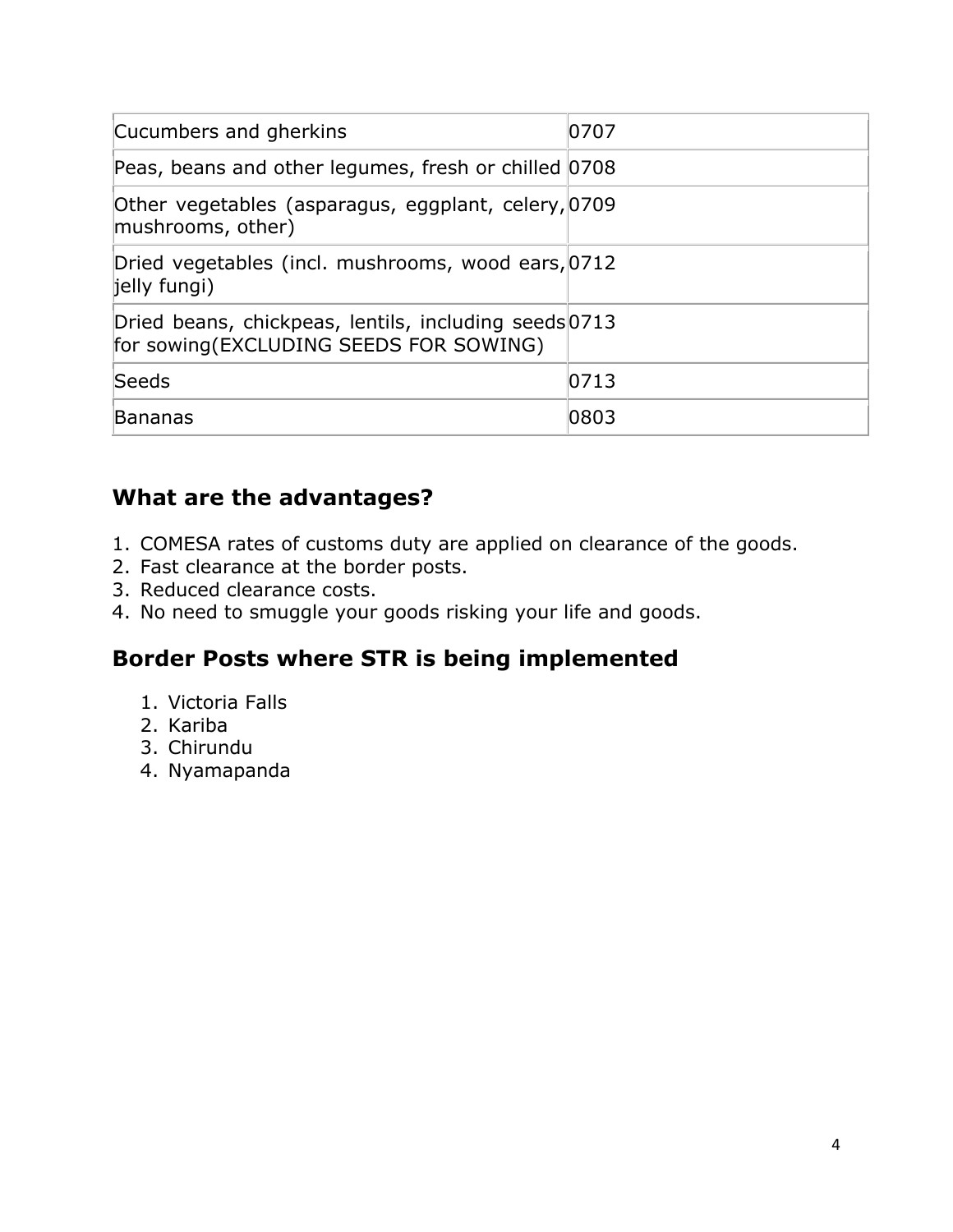| | |
|---|---|
| Cucumbers and gherkins | 0707 |
| Peas, beans and other legumes, fresh or chilled | 0708 |
| Other vegetables (asparagus, eggplant, celery, mushrooms, other) | 0709 |
| Dried vegetables (incl. mushrooms, wood ears, jelly fungi) | 0712 |
| Dried beans, chickpeas, lentils, including seeds for sowing(EXCLUDING SEEDS FOR SOWING) | 0713 |
| Seeds | 0713 |
| Bananas | 0803 |

## What are the advantages?

1. COMESA rates of customs duty are applied on clearance of the goods.
2. Fast clearance at the border posts.
3. Reduced clearance costs.
4. No need to smuggle your goods risking your life and goods.

## Border Posts where STR is being implemented

1. Victoria Falls
2. Kariba
3. Chirundu
4. Nyamapanda